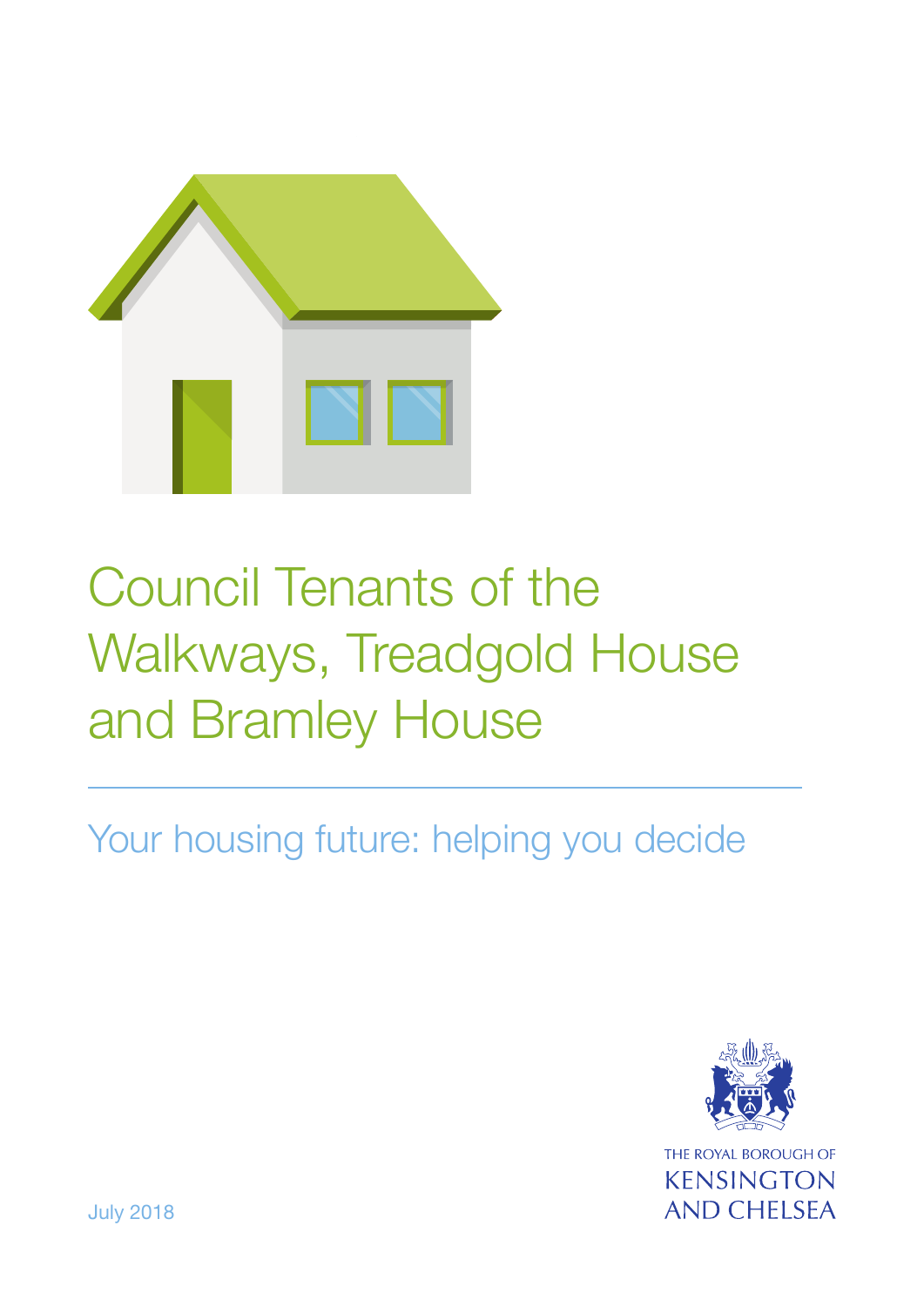# Council Tenants of the Walkways, Treadgold House and Bramley House

## Your housing future: helping you decide

THE ROYAL BOROUGH OF
KENSINGTON
AND CHELSEA

July 2018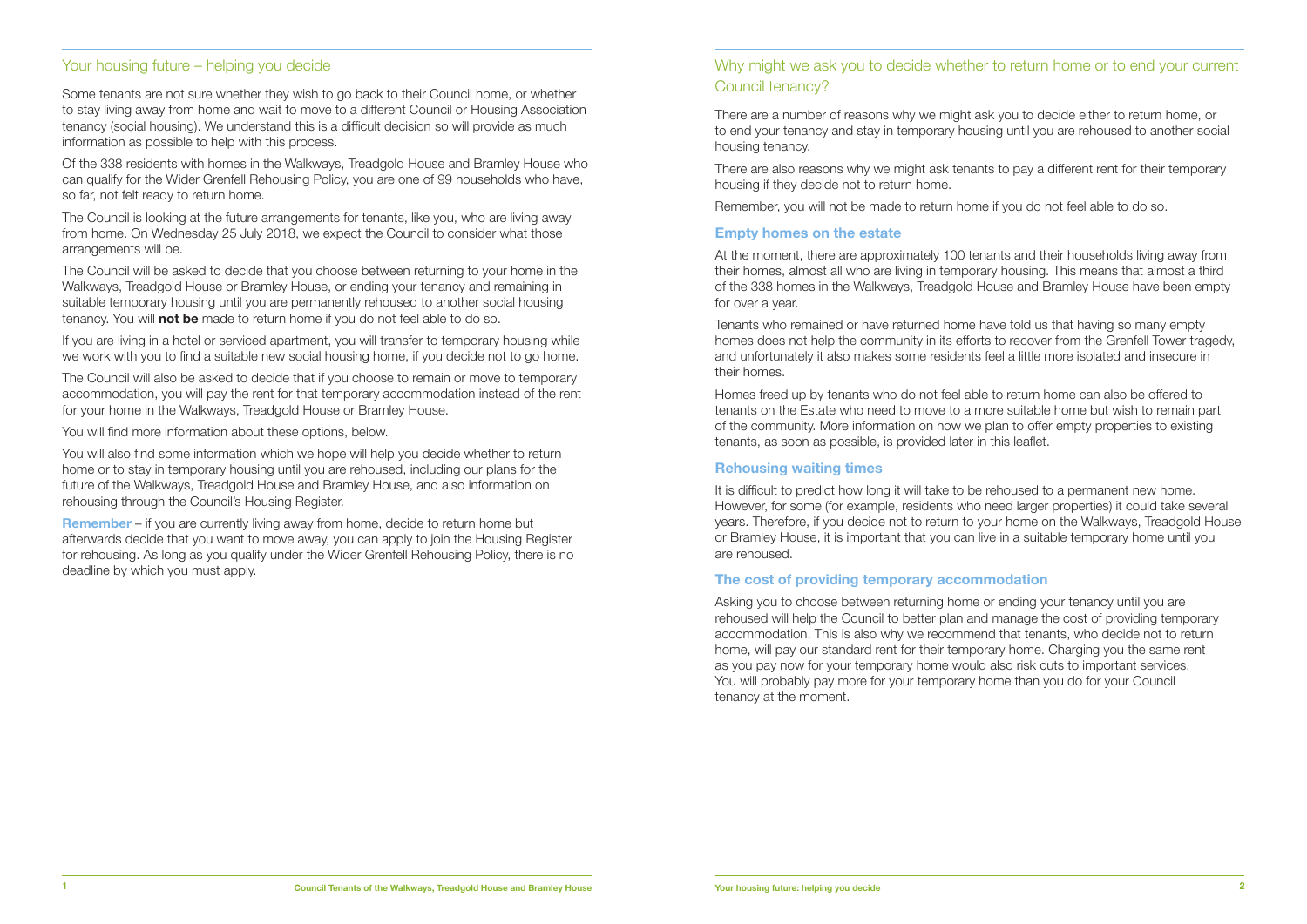## Your housing future – helping you decide

Some tenants are not sure whether they wish to go back to their Council home, or whether to stay living away from home and wait to move to a different Council or Housing Association tenancy (social housing). We understand this is a difficult decision so will provide as much information as possible to help with this process.

Of the 338 residents with homes in the Walkways, Treadgold House and Bramley House who can qualify for the Wider Grenfell Rehousing Policy, you are one of 99 households who have, so far, not felt ready to return home.

The Council is looking at the future arrangements for tenants, like you, who are living away from home. On Wednesday 25 July 2018, we expect the Council to consider what those arrangements will be.

The Council will be asked to decide that you choose between returning to your home in the Walkways, Treadgold House or Bramley House, or ending your tenancy and remaining in suitable temporary housing until you are permanently rehoused to another social housing tenancy. You will **not be** made to return home if you do not feel able to do so.

If you are living in a hotel or serviced apartment, you will transfer to temporary housing while we work with you to find a suitable new social housing home, if you decide not to go home.

The Council will also be asked to decide that if you choose to remain or move to temporary accommodation, you will pay the rent for that temporary accommodation instead of the rent for your home in the Walkways, Treadgold House or Bramley House.

You will find more information about these options, below.

You will also find some information which we hope will help you decide whether to return home or to stay in temporary housing until you are rehoused, including our plans for the future of the Walkways, Treadgold House and Bramley House, and also information on rehousing through the Council's Housing Register.

**Remember** – if you are currently living away from home, decide to return home but afterwards decide that you want to move away, you can apply to join the Housing Register for rehousing. As long as you qualify under the Wider Grenfell Rehousing Policy, there is no deadline by which you must apply.

## Why might we ask you to decide whether to return home or to end your current Council tenancy?

There are a number of reasons why we might ask you to decide either to return home, or to end your tenancy and stay in temporary housing until you are rehoused to another social housing tenancy.

There are also reasons why we might ask tenants to pay a different rent for their temporary housing if they decide not to return home.

Remember, you will not be made to return home if you do not feel able to do so.

### Empty homes on the estate

At the moment, there are approximately 100 tenants and their households living away from their homes, almost all who are living in temporary housing. This means that almost a third of the 338 homes in the Walkways, Treadgold House and Bramley House have been empty for over a year.

Tenants who remained or have returned home have told us that having so many empty homes does not help the community in its efforts to recover from the Grenfell Tower tragedy, and unfortunately it also makes some residents feel a little more isolated and insecure in their homes.

Homes freed up by tenants who do not feel able to return home can also be offered to tenants on the Estate who need to move to a more suitable home but wish to remain part of the community. More information on how we plan to offer empty properties to existing tenants, as soon as possible, is provided later in this leaflet.

### Rehousing waiting times

It is difficult to predict how long it will take to be rehoused to a permanent new home. However, for some (for example, residents who need larger properties) it could take several years. Therefore, if you decide not to return to your home on the Walkways, Treadgold House or Bramley House, it is important that you can live in a suitable temporary home until you are rehoused.

### The cost of providing temporary accommodation

Asking you to choose between returning home or ending your tenancy until you are rehoused will help the Council to better plan and manage the cost of providing temporary accommodation. This is also why we recommend that tenants, who decide not to return home, will pay our standard rent for their temporary home. Charging you the same rent as you pay now for your temporary home would also risk cuts to important services. You will probably pay more for your temporary home than you do for your Council tenancy at the moment.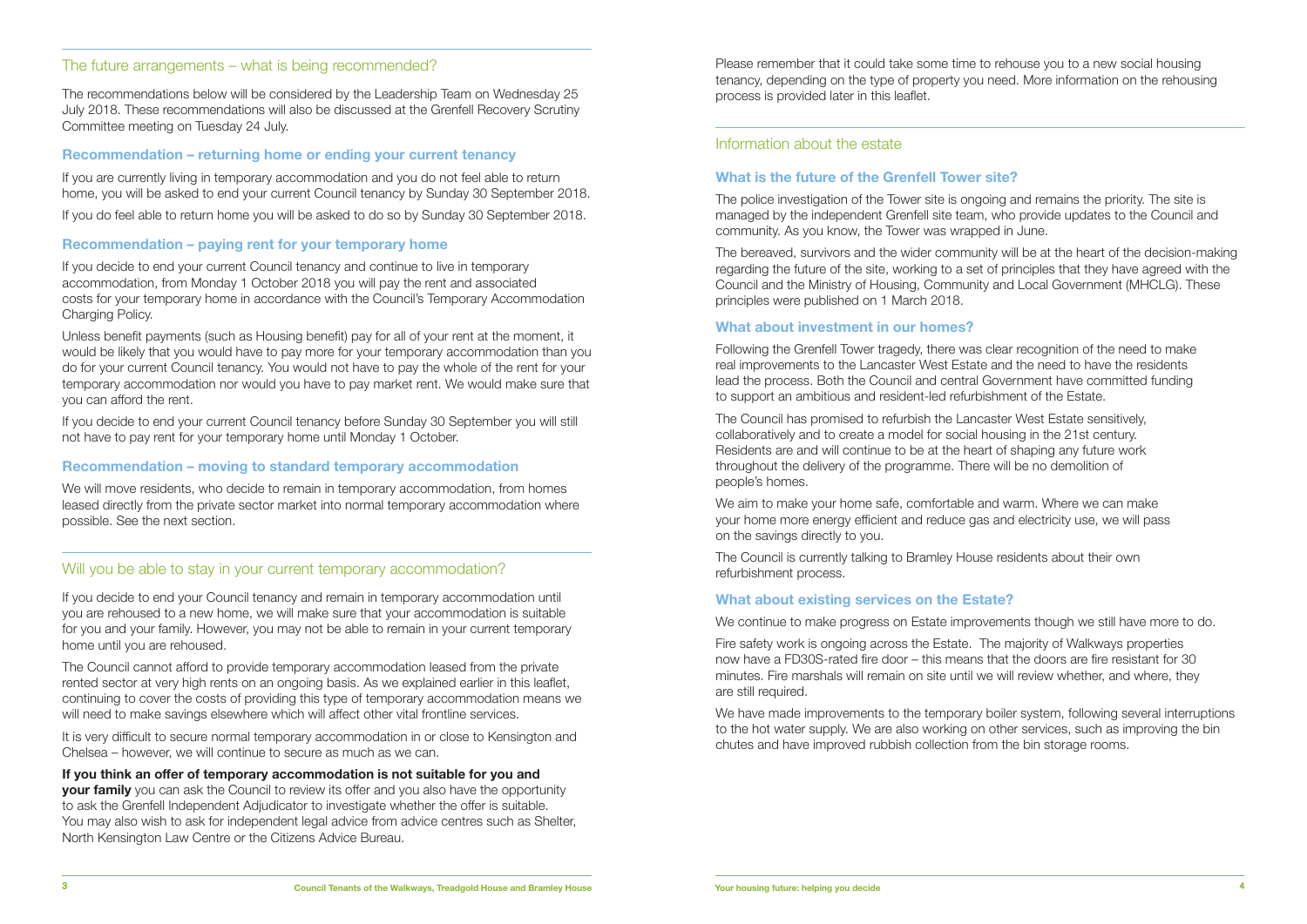## The future arrangements – what is being recommended?

The recommendations below will be considered by the Leadership Team on Wednesday 25 July 2018. These recommendations will also be discussed at the Grenfell Recovery Scrutiny Committee meeting on Tuesday 24 July.

### Recommendation – returning home or ending your current tenancy

If you are currently living in temporary accommodation and you do not feel able to return home, you will be asked to end your current Council tenancy by Sunday 30 September 2018.

If you do feel able to return home you will be asked to do so by Sunday 30 September 2018.

### Recommendation – paying rent for your temporary home

If you decide to end your current Council tenancy and continue to live in temporary accommodation, from Monday 1 October 2018 you will pay the rent and associated costs for your temporary home in accordance with the Council's Temporary Accommodation Charging Policy.

Unless benefit payments (such as Housing benefit) pay for all of your rent at the moment, it would be likely that you would have to pay more for your temporary accommodation than you do for your current Council tenancy. You would not have to pay the whole of the rent for your temporary accommodation nor would you have to pay market rent. We would make sure that you can afford the rent.

If you decide to end your current Council tenancy before Sunday 30 September you will still not have to pay rent for your temporary home until Monday 1 October.

### Recommendation – moving to standard temporary accommodation

We will move residents, who decide to remain in temporary accommodation, from homes leased directly from the private sector market into normal temporary accommodation where possible. See the next section.

## Will you be able to stay in your current temporary accommodation?

If you decide to end your Council tenancy and remain in temporary accommodation until you are rehoused to a new home, we will make sure that your accommodation is suitable for you and your family. However, you may not be able to remain in your current temporary home until you are rehoused.

The Council cannot afford to provide temporary accommodation leased from the private rented sector at very high rents on an ongoing basis. As we explained earlier in this leaflet, continuing to cover the costs of providing this type of temporary accommodation means we will need to make savings elsewhere which will affect other vital frontline services.

It is very difficult to secure normal temporary accommodation in or close to Kensington and Chelsea – however, we will continue to secure as much as we can.

**If you think an offer of temporary accommodation is not suitable for you and your family** you can ask the Council to review its offer and you also have the opportunity to ask the Grenfell Independent Adjudicator to investigate whether the offer is suitable. You may also wish to ask for independent legal advice from advice centres such as Shelter, North Kensington Law Centre or the Citizens Advice Bureau.

Please remember that it could take some time to rehouse you to a new social housing tenancy, depending on the type of property you need. More information on the rehousing process is provided later in this leaflet.

## Information about the estate

### What is the future of the Grenfell Tower site?

The police investigation of the Tower site is ongoing and remains the priority. The site is managed by the independent Grenfell site team, who provide updates to the Council and community. As you know, the Tower was wrapped in June.

The bereaved, survivors and the wider community will be at the heart of the decision-making regarding the future of the site, working to a set of principles that they have agreed with the Council and the Ministry of Housing, Community and Local Government (MHCLG). These principles were published on 1 March 2018.

### What about investment in our homes?

Following the Grenfell Tower tragedy, there was clear recognition of the need to make real improvements to the Lancaster West Estate and the need to have the residents lead the process. Both the Council and central Government have committed funding to support an ambitious and resident-led refurbishment of the Estate.

The Council has promised to refurbish the Lancaster West Estate sensitively, collaboratively and to create a model for social housing in the 21st century. Residents are and will continue to be at the heart of shaping any future work throughout the delivery of the programme. There will be no demolition of people's homes.

We aim to make your home safe, comfortable and warm. Where we can make your home more energy efficient and reduce gas and electricity use, we will pass on the savings directly to you.

The Council is currently talking to Bramley House residents about their own refurbishment process.

### What about existing services on the Estate?

We continue to make progress on Estate improvements though we still have more to do.

Fire safety work is ongoing across the Estate. The majority of Walkways properties now have a FD30S-rated fire door – this means that the doors are fire resistant for 30 minutes. Fire marshals will remain on site until we will review whether, and where, they are still required.

We have made improvements to the temporary boiler system, following several interruptions to the hot water supply. We are also working on other services, such as improving the bin chutes and have improved rubbish collection from the bin storage rooms.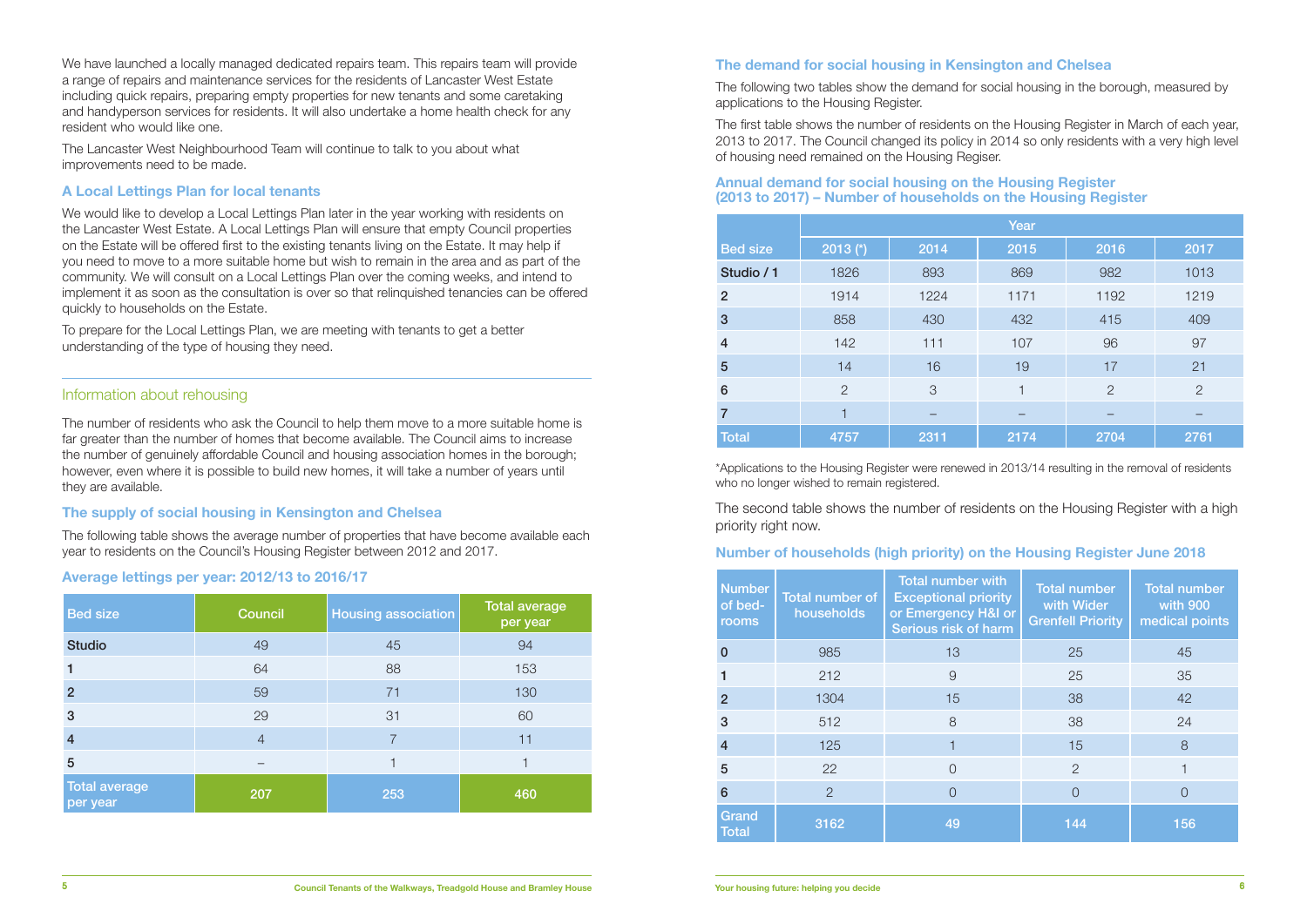We have launched a locally managed dedicated repairs team. This repairs team will provide a range of repairs and maintenance services for the residents of Lancaster West Estate including quick repairs, preparing empty properties for new tenants and some caretaking and handyperson services for residents. It will also undertake a home health check for any resident who would like one.

The Lancaster West Neighbourhood Team will continue to talk to you about what improvements need to be made.

### A Local Lettings Plan for local tenants

We would like to develop a Local Lettings Plan later in the year working with residents on the Lancaster West Estate. A Local Lettings Plan will ensure that empty Council properties on the Estate will be offered first to the existing tenants living on the Estate. It may help if you need to move to a more suitable home but wish to remain in the area and as part of the community. We will consult on a Local Lettings Plan over the coming weeks, and intend to implement it as soon as the consultation is over so that relinquished tenancies can be offered quickly to households on the Estate.

To prepare for the Local Lettings Plan, we are meeting with tenants to get a better understanding of the type of housing they need.

## Information about rehousing

The number of residents who ask the Council to help them move to a more suitable home is far greater than the number of homes that become available. The Council aims to increase the number of genuinely affordable Council and housing association homes in the borough; however, even where it is possible to build new homes, it will take a number of years until they are available.

### The supply of social housing in Kensington and Chelsea

The following table shows the average number of properties that have become available each year to residents on the Council's Housing Register between 2012 and 2017.

### Average lettings per year: 2012/13 to 2016/17

| Bed size | Council | Housing association | Total average per year |
|---|---|---|---|
| Studio | 49 | 45 | 94 |
| 1 | 64 | 88 | 153 |
| 2 | 59 | 71 | 130 |
| 3 | 29 | 31 | 60 |
| 4 | 4 | 7 | 11 |
| 5 | – | 1 | 1 |
| Total average per year | 207 | 253 | 460 |

### The demand for social housing in Kensington and Chelsea

The following two tables show the demand for social housing in the borough, measured by applications to the Housing Register.

The first table shows the number of residents on the Housing Register in March of each year, 2013 to 2017. The Council changed its policy in 2014 so only residents with a very high level of housing need remained on the Housing Regiser.

### Annual demand for social housing on the Housing Register (2013 to 2017) – Number of households on the Housing Register

| | Year | | | | |
|---|---|---|---|---|---|
| Bed size | 2013 (*) | 2014 | 2015 | 2016 | 2017 |
| Studio / 1 | 1826 | 893 | 869 | 982 | 1013 |
| 2 | 1914 | 1224 | 1171 | 1192 | 1219 |
| 3 | 858 | 430 | 432 | 415 | 409 |
| 4 | 142 | 111 | 107 | 96 | 97 |
| 5 | 14 | 16 | 19 | 17 | 21 |
| 6 | 2 | 3 | 1 | 2 | 2 |
| 7 | 1 | – | – | – | – |
| Total | 4757 | 2311 | 2174 | 2704 | 2761 |

*Applications to the Housing Register were renewed in 2013/14 resulting in the removal of residents who no longer wished to remain registered.

The second table shows the number of residents on the Housing Register with a high priority right now.

### Number of households (high priority) on the Housing Register June 2018

| Number of bed-rooms | Total number of households | Total number with Exceptional priority or Emergency H&I or Serious risk of harm | Total number with Wider Grenfell Priority | Total number with 900 medical points |
|---|---|---|---|---|
| 0 | 985 | 13 | 25 | 45 |
| 1 | 212 | 9 | 25 | 35 |
| 2 | 1304 | 15 | 38 | 42 |
| 3 | 512 | 8 | 38 | 24 |
| 4 | 125 | 1 | 15 | 8 |
| 5 | 22 | 0 | 2 | 1 |
| 6 | 2 | 0 | 0 | 0 |
| Grand Total | 3162 | 49 | 144 | 156 |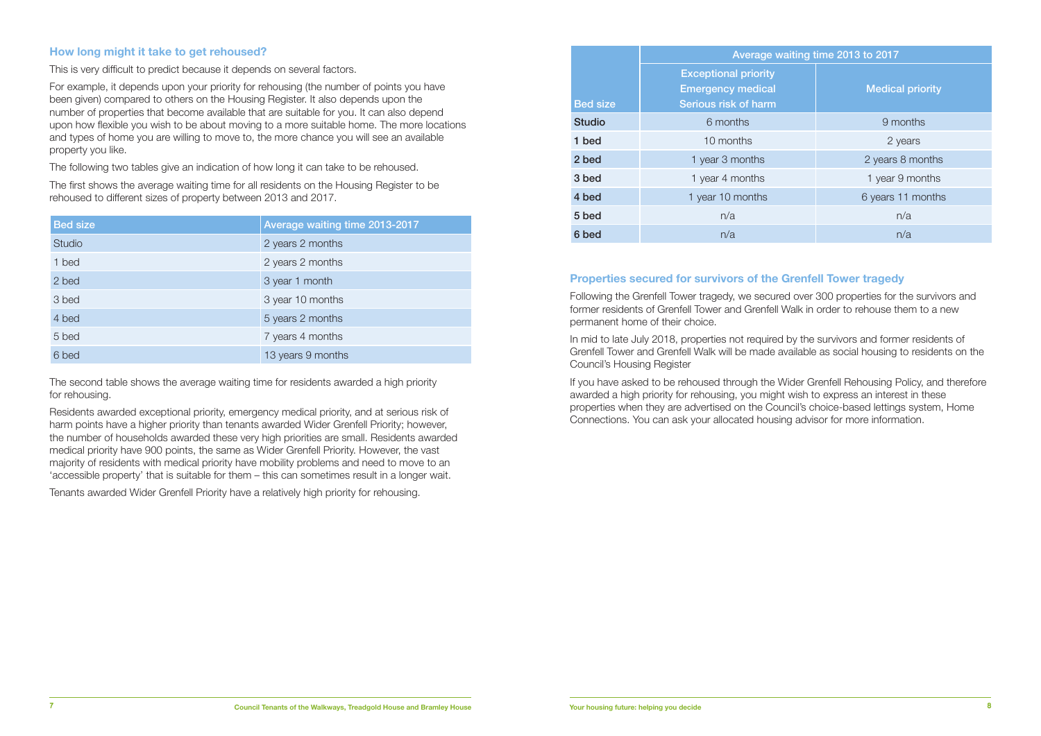## How long might it take to get rehoused?

This is very difficult to predict because it depends on several factors.

For example, it depends upon your priority for rehousing (the number of points you have been given) compared to others on the Housing Register. It also depends upon the number of properties that become available that are suitable for you. It can also depend upon how flexible you wish to be about moving to a more suitable home. The more locations and types of home you are willing to move to, the more chance you will see an available property you like.

The following two tables give an indication of how long it can take to be rehoused.

The first shows the average waiting time for all residents on the Housing Register to be rehoused to different sizes of property between 2013 and 2017.

| Bed size | Average waiting time 2013-2017 |
|---|---|
| Studio | 2 years 2 months |
| 1 bed | 2 years 2 months |
| 2 bed | 3 year 1 month |
| 3 bed | 3 year 10 months |
| 4 bed | 5 years 2 months |
| 5 bed | 7 years 4 months |
| 6 bed | 13 years 9 months |

The second table shows the average waiting time for residents awarded a high priority for rehousing.

Residents awarded exceptional priority, emergency medical priority, and at serious risk of harm points have a higher priority than tenants awarded Wider Grenfell Priority; however, the number of households awarded these very high priorities are small. Residents awarded medical priority have 900 points, the same as Wider Grenfell Priority. However, the vast majority of residents with medical priority have mobility problems and need to move to an 'accessible property' that is suitable for them – this can sometimes result in a longer wait.

Tenants awarded Wider Grenfell Priority have a relatively high priority for rehousing.

| | Average waiting time 2013 to 2017 | |
|---|---|---|
| **Bed size** | **Exceptional priority Emergency medical Serious risk of harm** | **Medical priority** |
| **Studio** | 6 months | 9 months |
| **1 bed** | 10 months | 2 years |
| **2 bed** | 1 year 3 months | 2 years 8 months |
| **3 bed** | 1 year 4 months | 1 year 9 months |
| **4 bed** | 1 year 10 months | 6 years 11 months |
| **5 bed** | n/a | n/a |
| **6 bed** | n/a | n/a |

## Properties secured for survivors of the Grenfell Tower tragedy

Following the Grenfell Tower tragedy, we secured over 300 properties for the survivors and former residents of Grenfell Tower and Grenfell Walk in order to rehouse them to a new permanent home of their choice.

In mid to late July 2018, properties not required by the survivors and former residents of Grenfell Tower and Grenfell Walk will be made available as social housing to residents on the Council's Housing Register

If you have asked to be rehoused through the Wider Grenfell Rehousing Policy, and therefore awarded a high priority for rehousing, you might wish to express an interest in these properties when they are advertised on the Council's choice-based lettings system, Home Connections. You can ask your allocated housing advisor for more information.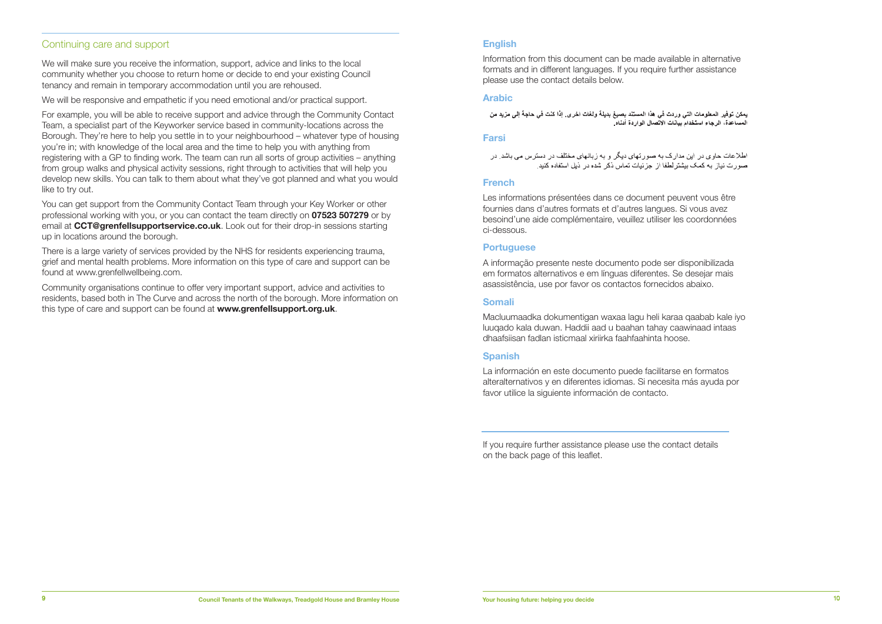## Continuing care and support

We will make sure you receive the information, support, advice and links to the local community whether you choose to return home or decide to end your existing Council tenancy and remain in temporary accommodation until you are rehoused.

We will be responsive and empathetic if you need emotional and/or practical support.

For example, you will be able to receive support and advice through the Community Contact Team, a specialist part of the Keyworker service based in community-locations across the Borough. They're here to help you settle in to your neighbourhood – whatever type of housing you're in; with knowledge of the local area and the time to help you with anything from registering with a GP to finding work. The team can run all sorts of group activities – anything from group walks and physical activity sessions, right through to activities that will help you develop new skills. You can talk to them about what they've got planned and what you would like to try out.

You can get support from the Community Contact Team through your Key Worker or other professional working with you, or you can contact the team directly on **07523 507279** or by email at **CCT@grenfellsupportservice.co.uk**. Look out for their drop-in sessions starting up in locations around the borough.

There is a large variety of services provided by the NHS for residents experiencing trauma, grief and mental health problems. More information on this type of care and support can be found at www.grenfellwellbeing.com.

Community organisations continue to offer very important support, advice and activities to residents, based both in The Curve and across the north of the borough. More information on this type of care and support can be found at **www.grenfellsupport.org.uk**.

### English

Information from this document can be made available in alternative formats and in different languages. If you require further assistance please use the contact details below.

### Arabic

**يمكن توفير المعلومات التي وردت في هذا المستند بصيغ بديلة ولغات اخرى. إذا كنت في حاجة إلى مزيد من المساعدة، الرجاء استخدام بيانات الاتصال الواردة أدناه.**

### Farsi

اطلاعات حاوی در این مدارک به صورتهای دیگر و به زبانهای مختلف در دسترس می باشد. در صورت نیاز به کمک بیشترلطفا از جزئیات تماس ذکر شده در ذیل استفاده کنید.

### French

Les informations présentées dans ce document peuvent vous être fournies dans d'autres formats et d'autres langues. Si vous avez besoind'une aide complémentaire, veuillez utiliser les coordonnées ci-dessous.

### Portuguese

A informação presente neste documento pode ser disponibilizada em formatos alternativos e em línguas diferentes. Se desejar mais asassistência, use por favor os contactos fornecidos abaixo.

### Somali

Macluumaadka dokumentigan waxaa lagu heli karaa qaabab kale iyo luuqado kala duwan. Haddii aad u baahan tahay caawinaad intaas dhaafsiisan fadlan isticmaal xiriirka faahfaahinta hoose.

### Spanish

La información en este documento puede facilitarse en formatos alteralternativos y en diferentes idiomas. Si necesita más ayuda por favor utilice la siguiente información de contacto.

If you require further assistance please use the contact details on the back page of this leaflet.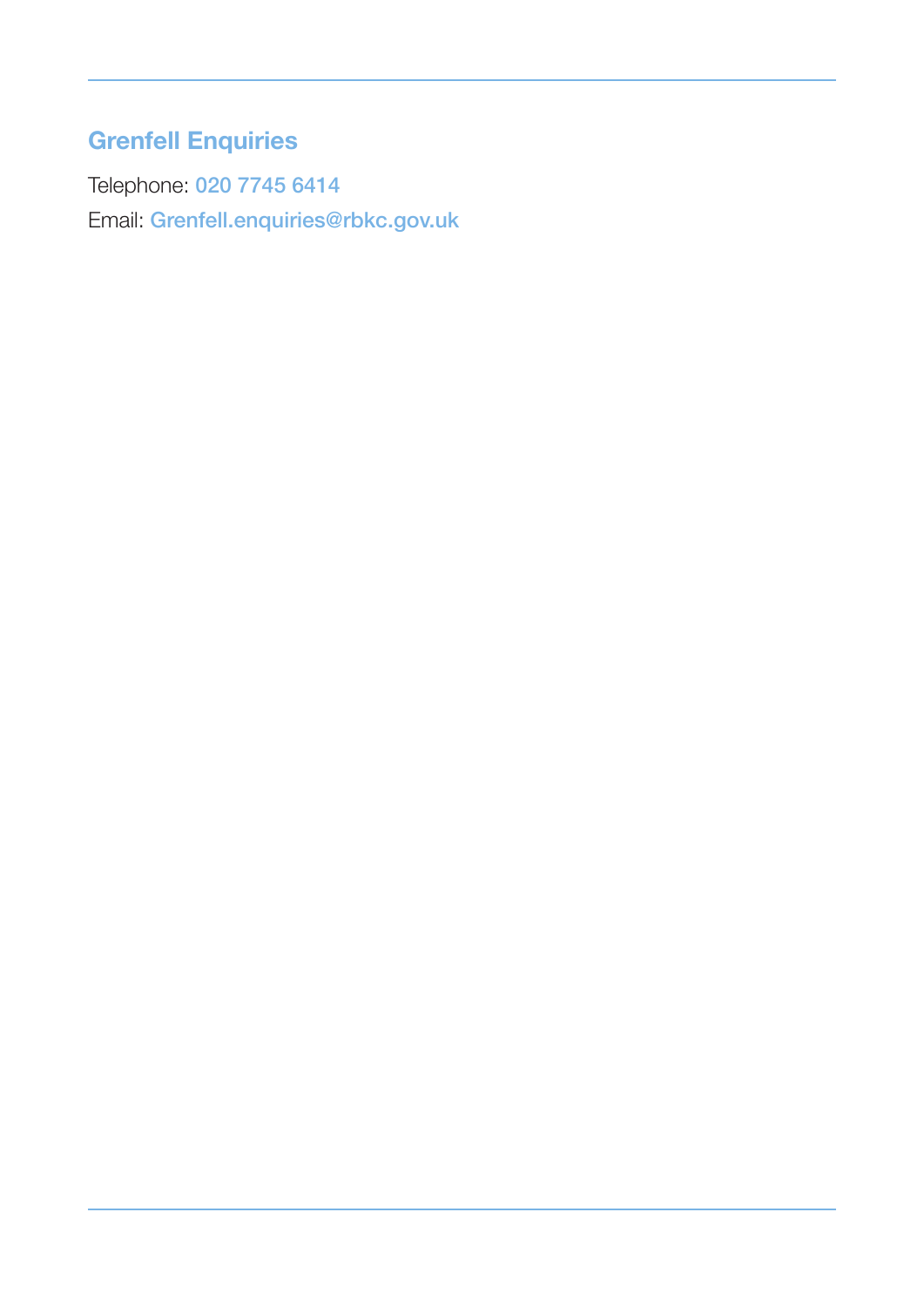## Grenfell Enquiries

Telephone: 020 7745 6414

Email: Grenfell.enquiries@rbkc.gov.uk